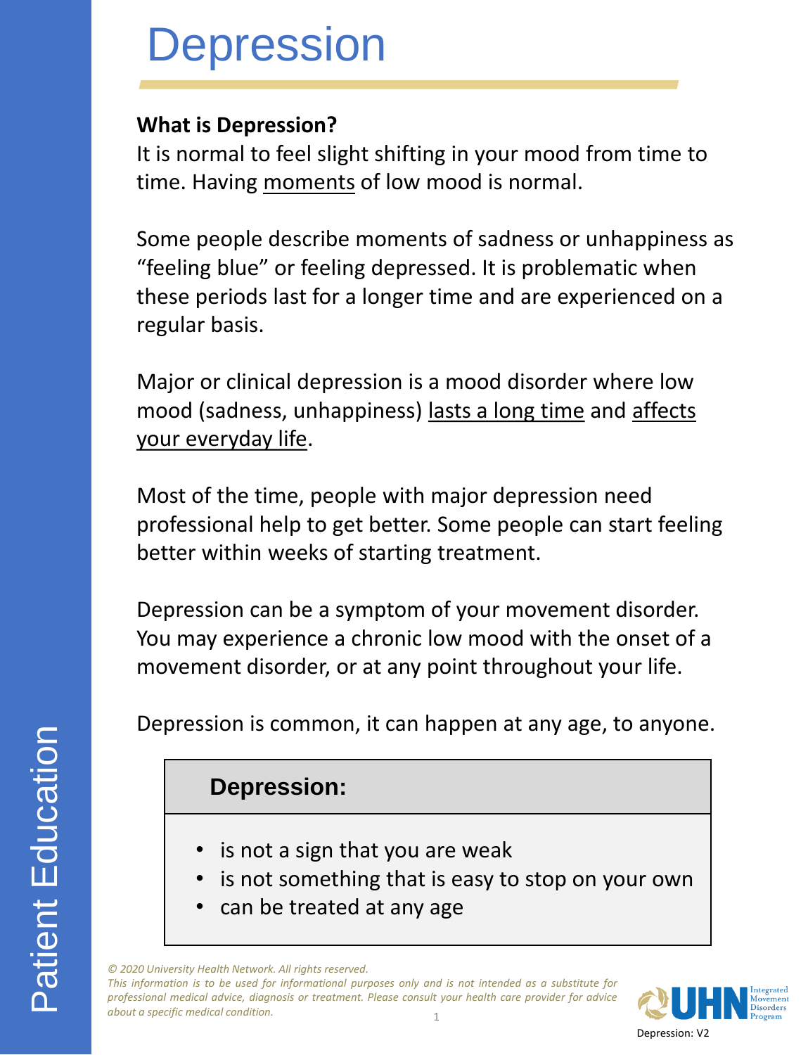# Depression

**What is Depression?**

It is normal to feel slight shifting in your mood from time to time. Having <u>moments</u> of low mood is normal.

Some people describe moments of sadness or unhappiness as "feeling blue" or feeling depressed. It is problematic when these periods last for a longer time and are experienced on a regular basis.

Major or clinical depression is a mood disorder where low mood (sadness, unhappiness) <u>lasts a long time</u> and <u>affects your everyday life</u>.

Most of the time, people with major depression need professional help to get better. Some people can start feeling better within weeks of starting treatment.

Depression can be a symptom of your movement disorder. You may experience a chronic low mood with the onset of a movement disorder, or at any point throughout your life.

Depression is common, it can happen at any age, to anyone.

| **Depression:** |
| --- |
| • is not a sign that you are weak<br>• is not something that is easy to stop on your own<br>• can be treated at any age |

*© 2020 University Health Network. All rights reserved.*
*This information is to be used for informational purposes only and is not intended as a substitute for professional medical advice, diagnosis or treatment. Please consult your health care provider for advice about a specific medical condition.*

Patient Education

UHN Integrated Movement Disorders Program

Depression: V2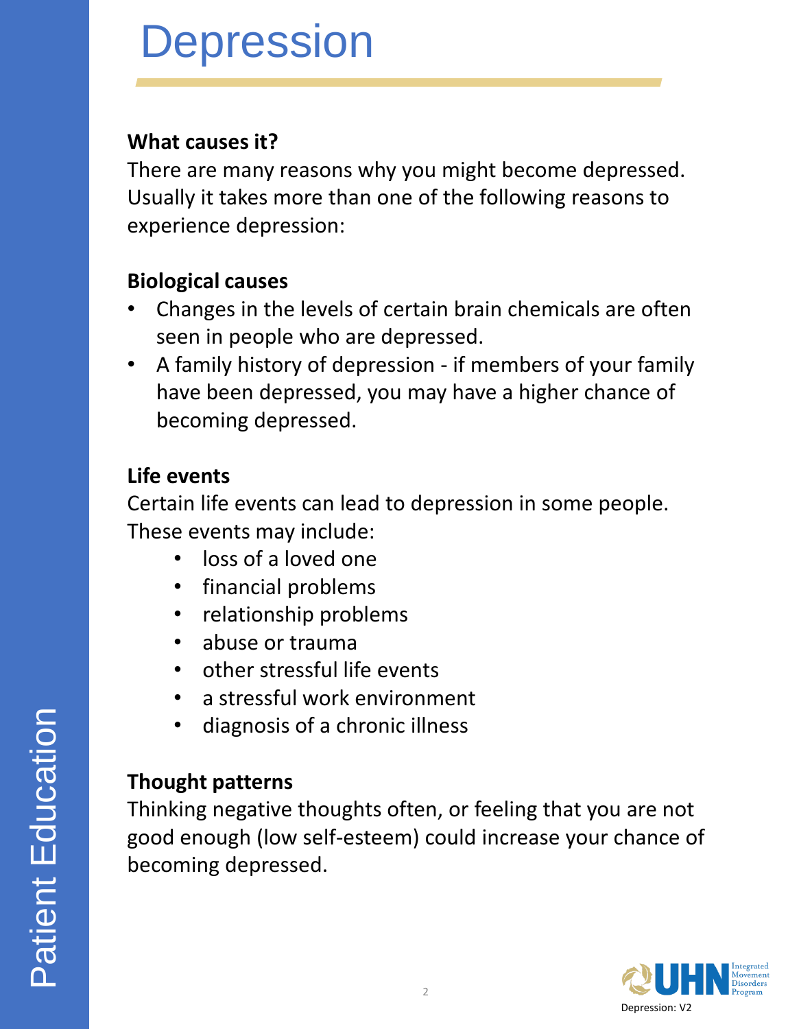# Depression

**What causes it?**

There are many reasons why you might become depressed. Usually it takes more than one of the following reasons to experience depression:

**Biological causes**

- Changes in the levels of certain brain chemicals are often seen in people who are depressed.
- A family history of depression - if members of your family have been depressed, you may have a higher chance of becoming depressed.

**Life events**

Certain life events can lead to depression in some people. These events may include:

- loss of a loved one
- financial problems
- relationship problems
- abuse or trauma
- other stressful life events
- a stressful work environment
- diagnosis of a chronic illness

**Thought patterns**

Thinking negative thoughts often, or feeling that you are not good enough (low self-esteem) could increase your chance of becoming depressed.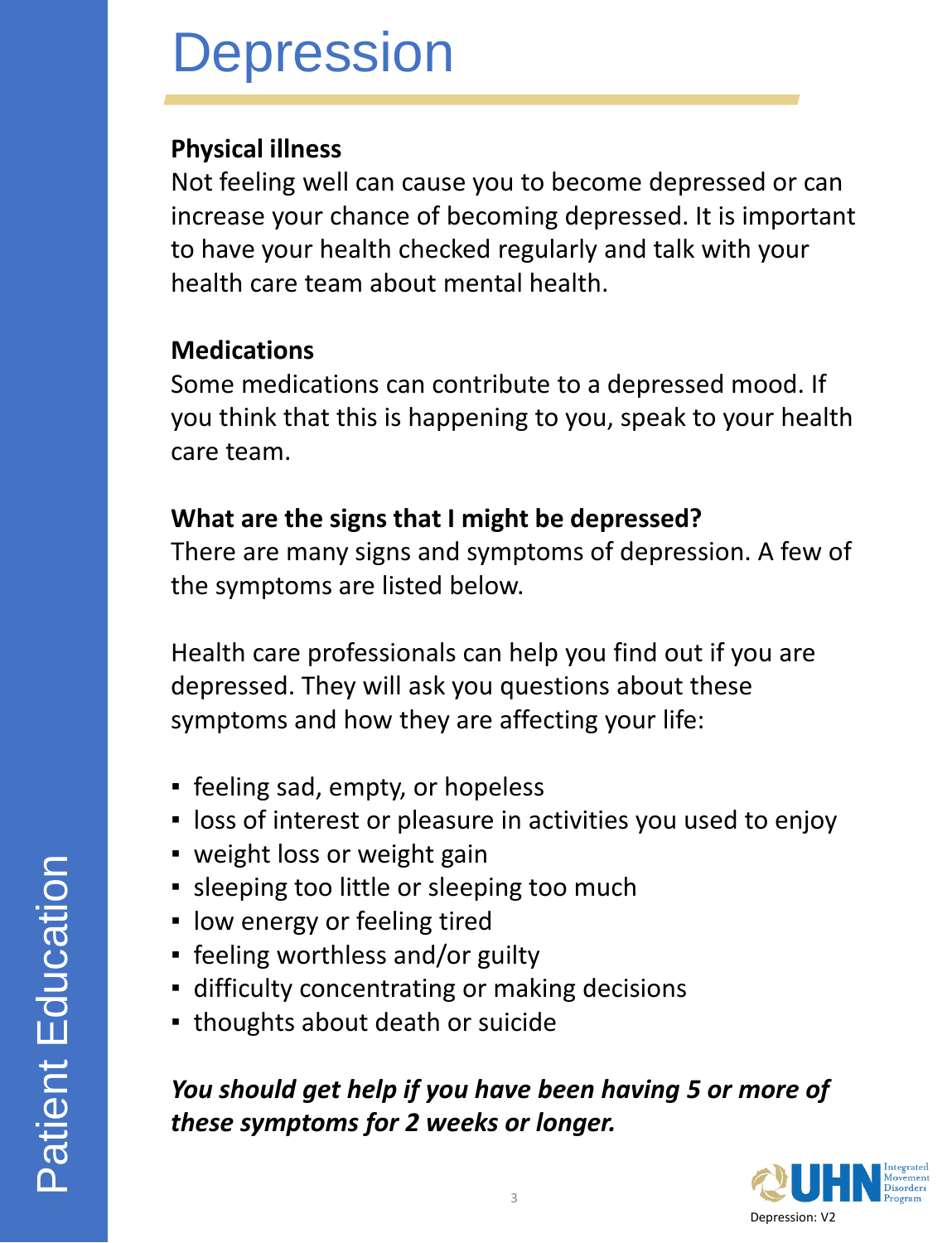# Depression

**Physical illness**

Not feeling well can cause you to become depressed or can increase your chance of becoming depressed. It is important to have your health checked regularly and talk with your health care team about mental health.

**Medications**

Some medications can contribute to a depressed mood. If you think that this is happening to you, speak to your health care team.

**What are the signs that I might be depressed?**

There are many signs and symptoms of depression. A few of the symptoms are listed below.

Health care professionals can help you find out if you are depressed. They will ask you questions about these symptoms and how they are affecting your life:

- feeling sad, empty, or hopeless
- loss of interest or pleasure in activities you used to enjoy
- weight loss or weight gain
- sleeping too little or sleeping too much
- low energy or feeling tired
- feeling worthless and/or guilty
- difficulty concentrating or making decisions
- thoughts about death or suicide

***You should get help if you have been having 5 or more of these symptoms for 2 weeks or longer.***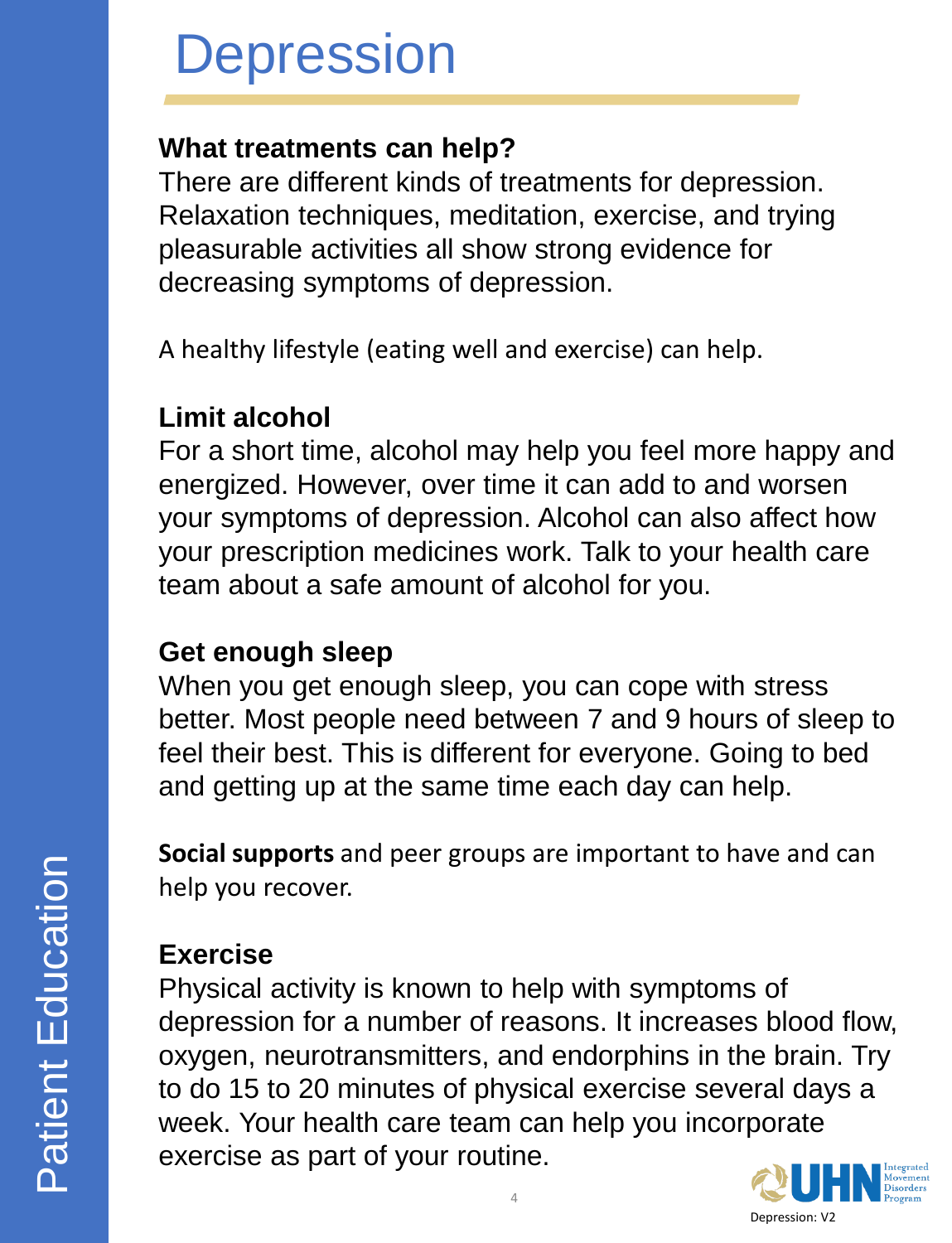# Depression

### What treatments can help?

There are different kinds of treatments for depression. Relaxation techniques, meditation, exercise, and trying pleasurable activities all show strong evidence for decreasing symptoms of depression.

A healthy lifestyle (eating well and exercise) can help.

### Limit alcohol

For a short time, alcohol may help you feel more happy and energized. However, over time it can add to and worsen your symptoms of depression. Alcohol can also affect how your prescription medicines work. Talk to your health care team about a safe amount of alcohol for you.

### Get enough sleep

When you get enough sleep, you can cope with stress better. Most people need between 7 and 9 hours of sleep to feel their best. This is different for everyone. Going to bed and getting up at the same time each day can help.

**Social supports** and peer groups are important to have and can help you recover.

### Exercise

Physical activity is known to help with symptoms of depression for a number of reasons. It increases blood flow, oxygen, neurotransmitters, and endorphins in the brain. Try to do 15 to 20 minutes of physical exercise several days a week. Your health care team can help you incorporate exercise as part of your routine.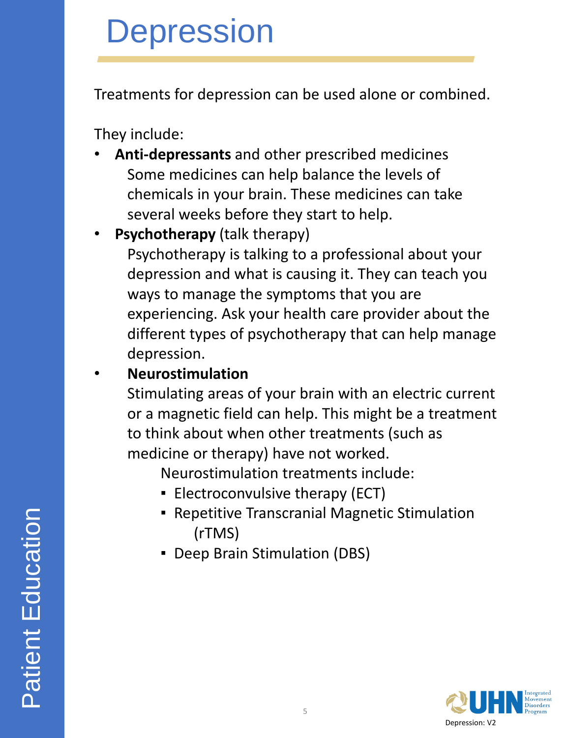# Depression

Treatments for depression can be used alone or combined.

They include:

- **Anti-depressants** and other prescribed medicines
  Some medicines can help balance the levels of chemicals in your brain. These medicines can take several weeks before they start to help.
- **Psychotherapy** (talk therapy)
  Psychotherapy is talking to a professional about your depression and what is causing it. They can teach you ways to manage the symptoms that you are experiencing. Ask your health care provider about the different types of psychotherapy that can help manage depression.
- **Neurostimulation**
  Stimulating areas of your brain with an electric current or a magnetic field can help. This might be a treatment to think about when other treatments (such as medicine or therapy) have not worked.
  Neurostimulation treatments include:
  - Electroconvulsive therapy (ECT)
  - Repetitive Transcranial Magnetic Stimulation (rTMS)
  - Deep Brain Stimulation (DBS)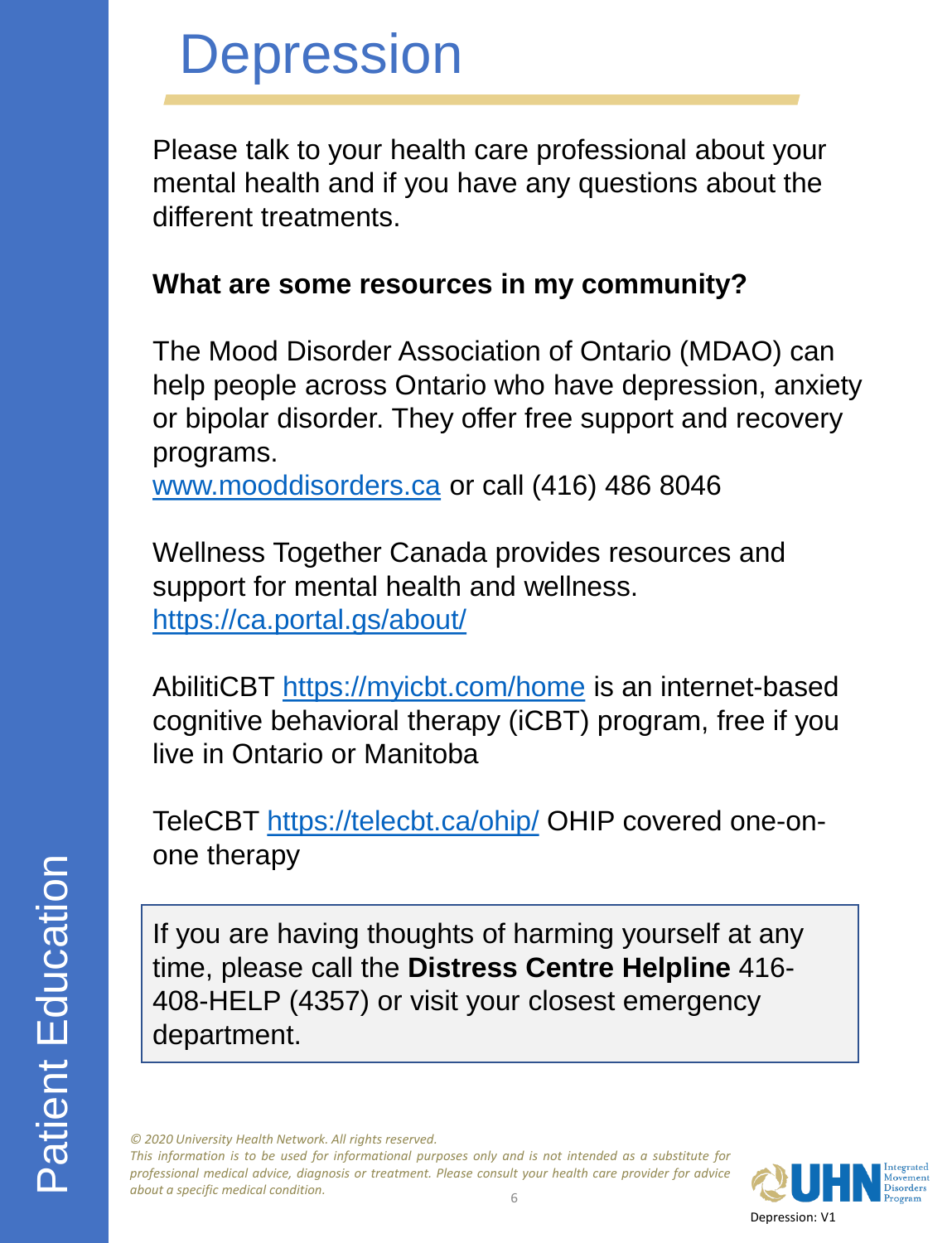# Depression

Please talk to your health care professional about your mental health and if you have any questions about the different treatments.

**What are some resources in my community?**

The Mood Disorder Association of Ontario (MDAO) can help people across Ontario who have depression, anxiety or bipolar disorder. They offer free support and recovery programs.
www.mooddisorders.ca or call (416) 486 8046

Wellness Together Canada provides resources and support for mental health and wellness.
https://ca.portal.gs/about/

AbilitiCBT https://myicbt.com/home is an internet-based cognitive behavioral therapy (iCBT) program, free if you live in Ontario or Manitoba

TeleCBT https://telecbt.ca/ohip/ OHIP covered one-on-one therapy

> If you are having thoughts of harming yourself at any time, please call the **Distress Centre Helpline** 416-408-HELP (4357) or visit your closest emergency department.

*© 2020 University Health Network. All rights reserved.*
*This information is to be used for informational purposes only and is not intended as a substitute for professional medical advice, diagnosis or treatment. Please consult your health care provider for advice about a specific medical condition.*

Depression: V1